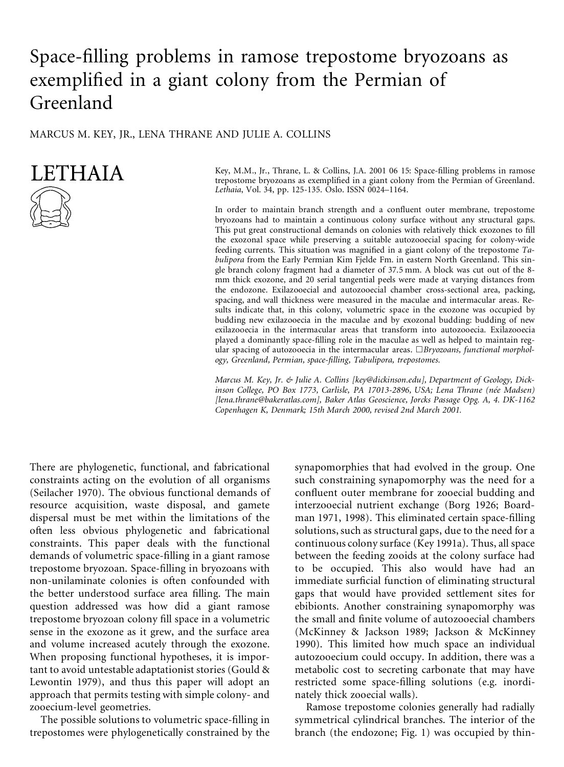# Space-filling problems in ramose trepostome bryozoans as exemplified in a giant colony from the Permian of Greenland

MARCUS M. KEY, JR., LENA THRANE AND JULIE A. COLLINS

LETHAIA

Key, M.M., Jr., Thrane, L. & Collins, J.A. 2001 06 15: Space-filling problems in ramose trepostome bryozoans as exemplified in a giant colony from the Permian of Greenland. *Lethaia*, Vol. 34, pp. 125-135. Oslo. ISSN 0024-1164.

In order to maintain branch strength and a confluent outer membrane, trepostome bryozoans had to maintain a continuous colony surface without any structural gaps. This put great constructional demands on colonies with relatively thick exozones to fill the exozonal space while preserving a suitable autozooecial spacing for colony-wide feeding currents. This situation was magnified in a giant colony of the trepostome *Tabulipora* from the Early Permian Kim Fjelde Fm. in eastern North Greenland. This single branch colony fragment had a diameter of 37.5 mm. A block was cut out of the 8-mm thick exozone, and 20 serial tangential peels were made at varying distances from the endozone. Exilazooecial and autozooecial chamber cross-sectional area, packing, spacing, and wall thickness were measured in the maculae and intermacular areas. Results indicate that, in this colony, volumetric space in the exozone was occupied by budding new exilazooecia in the maculae and by exozonal budding: budding of new exilazooecia in the intermacular areas that transform into autozooecia. Exilazooecia played a dominantly space-filling role in the maculae as well as helped to maintain regular spacing of autozooecia in the intermacular areas. □*Bryozoans, functional morphology, Greenland, Permian, space-filling, Tabulipora, trepostomes.*

*Marcus M. Key, Jr. & Julie A. Collins [key@dickinson.edu], Department of Geology, Dickinson College, PO Box 1773, Carlisle, PA 17013-2896, USA; Lena Thrane (née Madsen) [lena.thrane@bakeratlas.com], Baker Atlas Geoscience, Jorcks Passage Opg. A, 4. DK-1162 Copenhagen K, Denmark; 15th March 2000, revised 2nd March 2001.*

There are phylogenetic, functional, and fabricational constraints acting on the evolution of all organisms (Seilacher 1970). The obvious functional demands of resource acquisition, waste disposal, and gamete dispersal must be met within the limitations of the often less obvious phylogenetic and fabricational constraints. This paper deals with the functional demands of volumetric space-filling in a giant ramose trepostome bryozoan. Space-filling in bryozoans with non-unilaminate colonies is often confounded with the better understood surface area filling. The main question addressed was how did a giant ramose trepostome bryozoan colony fill space in a volumetric sense in the exozone as it grew, and the surface area and volume increased acutely through the exozone. When proposing functional hypotheses, it is important to avoid untestable adaptationist stories (Gould & Lewontin 1979), and thus this paper will adopt an approach that permits testing with simple colony- and zooecium-level geometries.

The possible solutions to volumetric space-filling in trepostomes were phylogenetically constrained by the synapomorphies that had evolved in the group. One such constraining synapomorphy was the need for a confluent outer membrane for zooecial budding and interzooecial nutrient exchange (Borg 1926; Boardman 1971, 1998). This eliminated certain space-filling solutions, such as structural gaps, due to the need for a continuous colony surface (Key 1991a). Thus, all space between the feeding zooids at the colony surface had to be occupied. This also would have had an immediate surficial function of eliminating structural gaps that would have provided settlement sites for ebibionts. Another constraining synapomorphy was the small and finite volume of autozooecial chambers (McKinney & Jackson 1989; Jackson & McKinney 1990). This limited how much space an individual autozooecium could occupy. In addition, there was a metabolic cost to secreting carbonate that may have restricted some space-filling solutions (e.g. inordinately thick zooecial walls).

Ramose trepostome colonies generally had radially symmetrical cylindrical branches. The interior of the branch (the endozone; Fig. 1) was occupied by thin-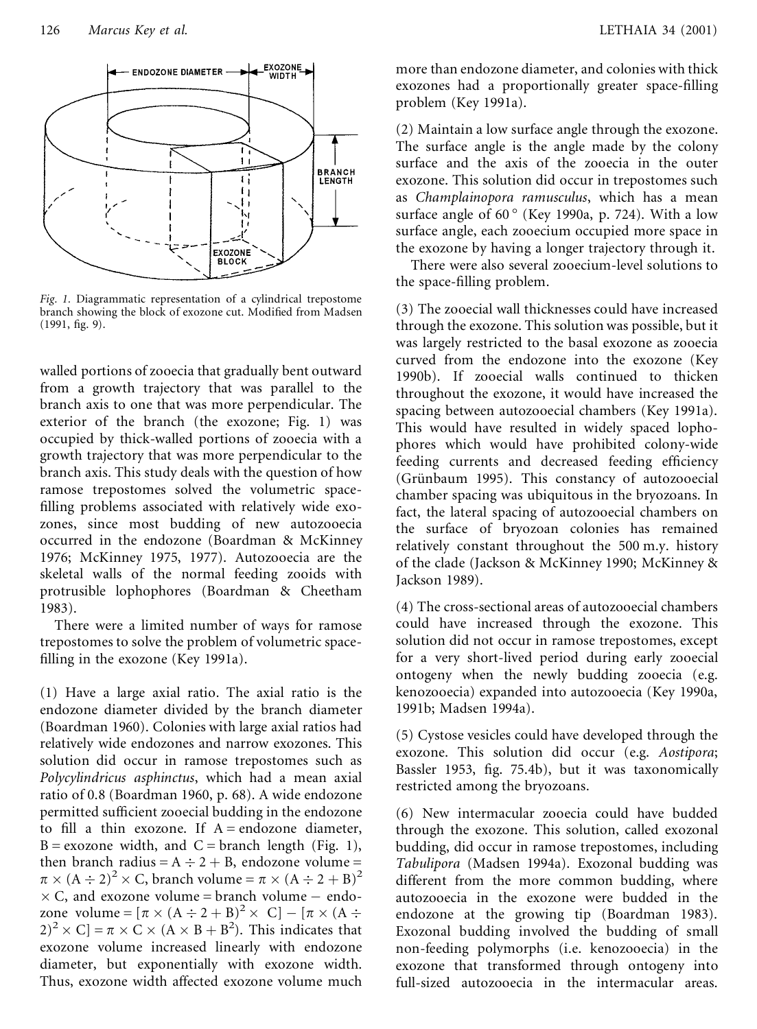*Fig. 1.* Diagrammatic representation of a cylindrical trepostome branch showing the block of exozone cut. Modified from Madsen (1991, fig. 9).

walled portions of zooecia that gradually bent outward from a growth trajectory that was parallel to the branch axis to one that was more perpendicular. The exterior of the branch (the exozone; Fig. 1) was occupied by thick-walled portions of zooecia with a growth trajectory that was more perpendicular to the branch axis. This study deals with the question of how ramose trepostomes solved the volumetric space-filling problems associated with relatively wide exozones, since most budding of new autozooecia occurred in the endozone (Boardman & McKinney 1976; McKinney 1975, 1977). Autozooecia are the skeletal walls of the normal feeding zooids with protrusible lophophores (Boardman & Cheetham 1983).

There were a limited number of ways for ramose trepostomes to solve the problem of volumetric space-filling in the exozone (Key 1991a).

(1) Have a large axial ratio. The axial ratio is the endozone diameter divided by the branch diameter (Boardman 1960). Colonies with large axial ratios had relatively wide endozones and narrow exozones. This solution did occur in ramose trepostomes such as *Polycylindricus asphinctus*, which had a mean axial ratio of 0.8 (Boardman 1960, p. 68). A wide endozone permitted sufficient zooecial budding in the endozone to fill a thin exozone. If A = endozone diameter, B = exozone width, and C = branch length (Fig. 1), then branch radius = $A \div 2 + B$, endozone volume = $\pi \times (A \div 2)^2 \times C$, branch volume = $\pi \times (A \div 2 + B)^2 \times C$, and exozone volume = branch volume − endozone volume = $[\pi \times (A \div 2 + B)^2 \times C] - [\pi \times (A \div 2)^2 \times C] = \pi \times C \times (A \times B + B^2)$. This indicates that exozone volume increased linearly with endozone diameter, but exponentially with exozone width. Thus, exozone width affected exozone volume much more than endozone diameter, and colonies with thick exozones had a proportionally greater space-filling problem (Key 1991a).

(2) Maintain a low surface angle through the exozone. The surface angle is the angle made by the colony surface and the axis of the zooecia in the outer exozone. This solution did occur in trepostomes such as *Champlainopora ramusculus*, which has a mean surface angle of 60° (Key 1990a, p. 724). With a low surface angle, each zooecium occupied more space in the exozone by having a longer trajectory through it.

There were also several zooecium-level solutions to the space-filling problem.

(3) The zooecial wall thicknesses could have increased through the exozone. This solution was possible, but it was largely restricted to the basal exozone as zooecia curved from the endozone into the exozone (Key 1990b). If zooecial walls continued to thicken throughout the exozone, it would have increased the spacing between autozooecial chambers (Key 1991a). This would have resulted in widely spaced lophophores which would have prohibited colony-wide feeding currents and decreased feeding efficiency (Grünbaum 1995). This constancy of autozooecial chamber spacing was ubiquitous in the bryozoans. In fact, the lateral spacing of autozooecial chambers on the surface of bryozoan colonies has remained relatively constant throughout the 500 m.y. history of the clade (Jackson & McKinney 1990; McKinney & Jackson 1989).

(4) The cross-sectional areas of autozooecial chambers could have increased through the exozone. This solution did not occur in ramose trepostomes, except for a very short-lived period during early zooecial ontogeny when the newly budding zooecia (e.g. kenozooecia) expanded into autozooecia (Key 1990a, 1991b; Madsen 1994a).

(5) Cystose vesicles could have developed through the exozone. This solution did occur (e.g. *Aostipora*; Bassler 1953, fig. 75.4b), but it was taxonomically restricted among the bryozoans.

(6) New intermacular zooecia could have budded through the exozone. This solution, called exozonal budding, did occur in ramose trepostomes, including *Tabulipora* (Madsen 1994a). Exozonal budding was different from the more common budding, where autozooecia in the exozone were budded in the endozone at the growing tip (Boardman 1983). Exozonal budding involved the budding of small non-feeding polymorphs (i.e. kenozooecia) in the exozone that transformed through ontogeny into full-sized autozooecia in the intermacular areas.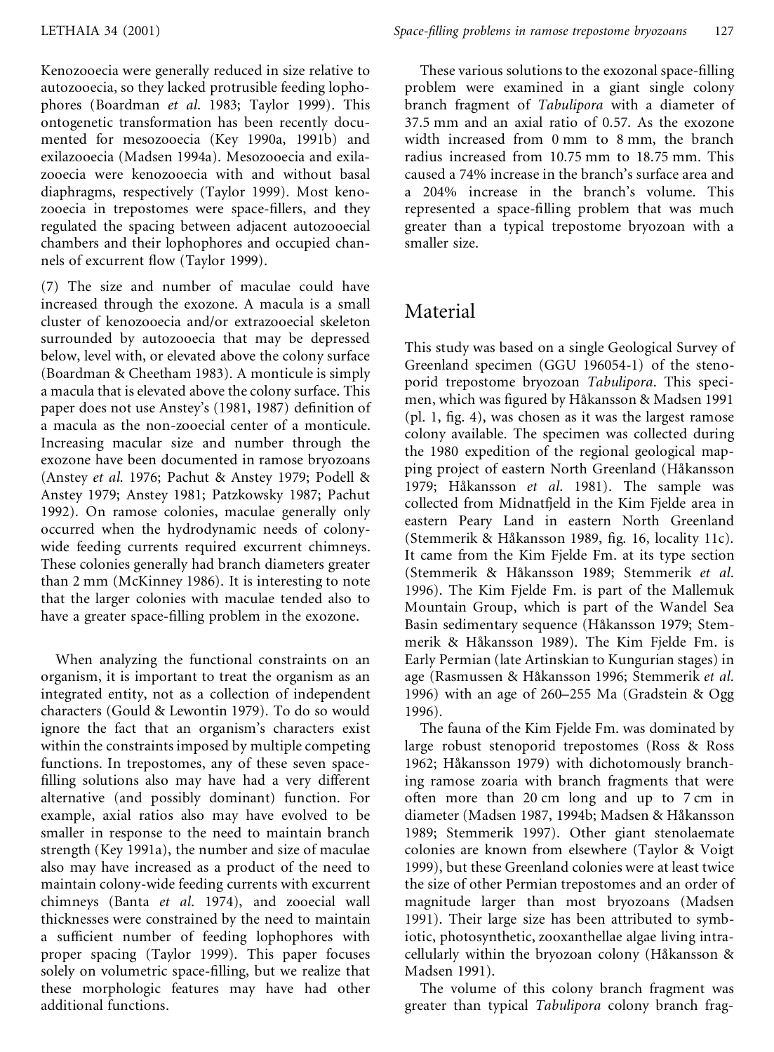Kenozooecia were generally reduced in size relative to autozooecia, so they lacked protrusible feeding lophophores (Boardman *et al.* 1983; Taylor 1999). This ontogenetic transformation has been recently documented for mesozooecia (Key 1990a, 1991b) and exilazooecia (Madsen 1994a). Mesozooecia and exilazooecia were kenozooecia with and without basal diaphragms, respectively (Taylor 1999). Most kenozooecia in trepostomes were space-fillers, and they regulated the spacing between adjacent autozooecial chambers and their lophophores and occupied channels of excurrent flow (Taylor 1999).

(7) The size and number of maculae could have increased through the exozone. A macula is a small cluster of kenozooecia and/or extrazooecial skeleton surrounded by autozooecia that may be depressed below, level with, or elevated above the colony surface (Boardman & Cheetham 1983). A monticule is simply a macula that is elevated above the colony surface. This paper does not use Anstey's (1981, 1987) definition of a macula as the non-zooecial center of a monticule. Increasing macular size and number through the exozone have been documented in ramose bryozoans (Anstey *et al.* 1976; Pachut & Anstey 1979; Podell & Anstey 1979; Anstey 1981; Patzkowsky 1987; Pachut 1992). On ramose colonies, maculae generally only occurred when the hydrodynamic needs of colony-wide feeding currents required excurrent chimneys. These colonies generally had branch diameters greater than 2 mm (McKinney 1986). It is interesting to note that the larger colonies with maculae tended also to have a greater space-filling problem in the exozone.

When analyzing the functional constraints on an organism, it is important to treat the organism as an integrated entity, not as a collection of independent characters (Gould & Lewontin 1979). To do so would ignore the fact that an organism's characters exist within the constraints imposed by multiple competing functions. In trepostomes, any of these seven space-filling solutions also may have had a very different alternative (and possibly dominant) function. For example, axial ratios also may have evolved to be smaller in response to the need to maintain branch strength (Key 1991a), the number and size of maculae also may have increased as a product of the need to maintain colony-wide feeding currents with excurrent chimneys (Banta *et al.* 1974), and zooecial wall thicknesses were constrained by the need to maintain a sufficient number of feeding lophophores with proper spacing (Taylor 1999). This paper focuses solely on volumetric space-filling, but we realize that these morphologic features may have had other additional functions.

These various solutions to the exozonal space-filling problem were examined in a giant single colony branch fragment of *Tabulipora* with a diameter of 37.5 mm and an axial ratio of 0.57. As the exozone width increased from 0 mm to 8 mm, the branch radius increased from 10.75 mm to 18.75 mm. This caused a 74% increase in the branch's surface area and a 204% increase in the branch's volume. This represented a space-filling problem that was much greater than a typical trepostome bryozoan with a smaller size.

## Material

This study was based on a single Geological Survey of Greenland specimen (GGU 196054-1) of the stenoporid trepostome bryozoan *Tabulipora*. This specimen, which was figured by Håkansson & Madsen 1991 (pl. 1, fig. 4), was chosen as it was the largest ramose colony available. The specimen was collected during the 1980 expedition of the regional geological mapping project of eastern North Greenland (Håkansson 1979; Håkansson *et al.* 1981). The sample was collected from Midnatfjeld in the Kim Fjelde area in eastern Peary Land in eastern North Greenland (Stemmerik & Håkansson 1989, fig. 16, locality 11c). It came from the Kim Fjelde Fm. at its type section (Stemmerik & Håkansson 1989; Stemmerik *et al.* 1996). The Kim Fjelde Fm. is part of the Mallemuk Mountain Group, which is part of the Wandel Sea Basin sedimentary sequence (Håkansson 1979; Stemmerik & Håkansson 1989). The Kim Fjelde Fm. is Early Permian (late Artinskian to Kungurian stages) in age (Rasmussen & Håkansson 1996; Stemmerik *et al.* 1996) with an age of 260–255 Ma (Gradstein & Ogg 1996).

The fauna of the Kim Fjelde Fm. was dominated by large robust stenoporid trepostomes (Ross & Ross 1962; Håkansson 1979) with dichotomously branching ramose zoaria with branch fragments that were often more than 20 cm long and up to 7 cm in diameter (Madsen 1987, 1994b; Madsen & Håkansson 1989; Stemmerik 1997). Other giant stenolaemate colonies are known from elsewhere (Taylor & Voigt 1999), but these Greenland colonies were at least twice the size of other Permian trepostomes and an order of magnitude larger than most bryozoans (Madsen 1991). Their large size has been attributed to symbiotic, photosynthetic, zooxanthellae algae living intracellularly within the bryozoan colony (Håkansson & Madsen 1991).

The volume of this colony branch fragment was greater than typical *Tabulipora* colony branch frag-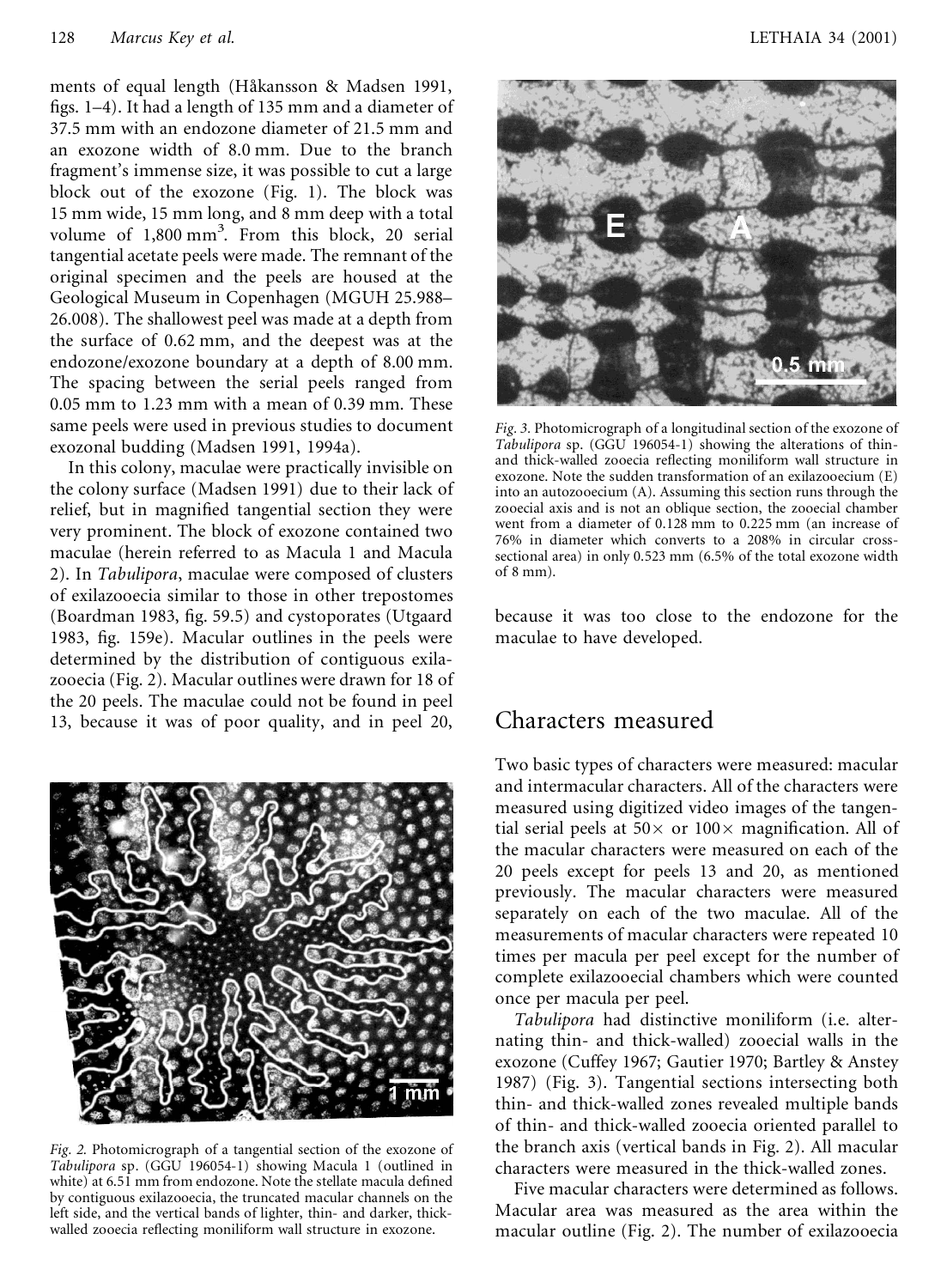ments of equal length (Håkansson & Madsen 1991, figs. 1–4). It had a length of 135 mm and a diameter of 37.5 mm with an endozone diameter of 21.5 mm and an exozone width of 8.0 mm. Due to the branch fragment's immense size, it was possible to cut a large block out of the exozone (Fig. 1). The block was 15 mm wide, 15 mm long, and 8 mm deep with a total volume of 1,800 mm$^3$. From this block, 20 serial tangential acetate peels were made. The remnant of the original specimen and the peels are housed at the Geological Museum in Copenhagen (MGUH 25.988–26.008). The shallowest peel was made at a depth from the surface of 0.62 mm, and the deepest was at the endozone/exozone boundary at a depth of 8.00 mm. The spacing between the serial peels ranged from 0.05 mm to 1.23 mm with a mean of 0.39 mm. These same peels were used in previous studies to document exozonal budding (Madsen 1991, 1994a).

In this colony, maculae were practically invisible on the colony surface (Madsen 1991) due to their lack of relief, but in magnified tangential section they were very prominent. The block of exozone contained two maculae (herein referred to as Macula 1 and Macula 2). In *Tabulipora*, maculae were composed of clusters of exilazooecia similar to those in other trepostomes (Boardman 1983, fig. 59.5) and cystoporates (Utgaard 1983, fig. 159e). Macular outlines in the peels were determined by the distribution of contiguous exilazooecia (Fig. 2). Macular outlines were drawn for 18 of the 20 peels. The maculae could not be found in peel 13, because it was of poor quality, and in peel 20, because it was too close to the endozone for the maculae to have developed.

*Fig. 2.* Photomicrograph of a tangential section of the exozone of *Tabulipora* sp. (GGU 196054-1) showing Macula 1 (outlined in white) at 6.51 mm from endozone. Note the stellate macula defined by contiguous exilazooecia, the truncated macular channels on the left side, and the vertical bands of lighter, thin- and darker, thick-walled zooecia reflecting moniliform wall structure in exozone.

*Fig. 3.* Photomicrograph of a longitudinal section of the exozone of *Tabulipora* sp. (GGU 196054-1) showing the alterations of thin- and thick-walled zooecia reflecting moniliform wall structure in exozone. Note the sudden transformation of an exilazooecium (E) into an autozooecium (A). Assuming this section runs through the zooecial axis and is not an oblique section, the zooecial chamber went from a diameter of 0.128 mm to 0.225 mm (an increase of 76% in diameter which converts to a 208% in circular cross-sectional area) in only 0.523 mm (6.5% of the total exozone width of 8 mm).

## Characters measured

Two basic types of characters were measured: macular and intermacular characters. All of the characters were measured using digitized video images of the tangential serial peels at 50× or 100× magnification. All of the macular characters were measured on each of the 20 peels except for peels 13 and 20, as mentioned previously. The macular characters were measured separately on each of the two maculae. All of the measurements of macular characters were repeated 10 times per macula per peel except for the number of complete exilazooecial chambers which were counted once per macula per peel.

*Tabulipora* had distinctive moniliform (i.e. alternating thin- and thick-walled) zooecial walls in the exozone (Cuffey 1967; Gautier 1970; Bartley & Anstey 1987) (Fig. 3). Tangential sections intersecting both thin- and thick-walled zones revealed multiple bands of thin- and thick-walled zooecia oriented parallel to the branch axis (vertical bands in Fig. 2). All macular characters were measured in the thick-walled zones.

Five macular characters were determined as follows. Macular area was measured as the area within the macular outline (Fig. 2). The number of exilazooecia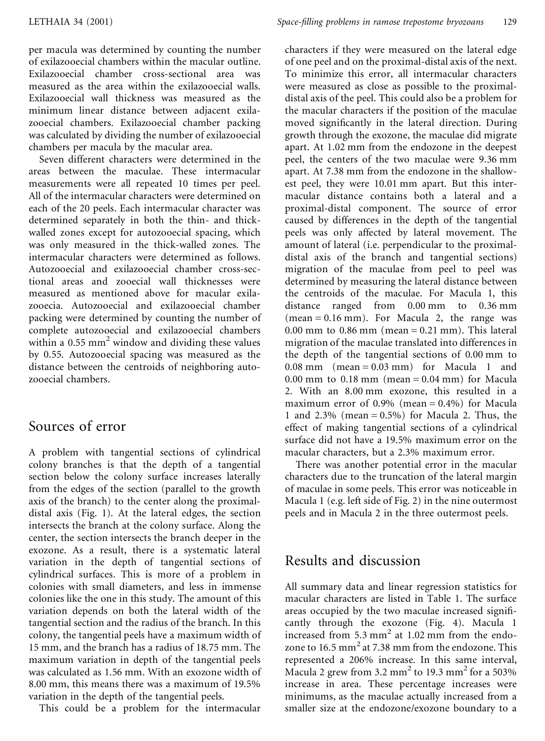per macula was determined by counting the number of exilazooecial chambers within the macular outline. Exilazooecial chamber cross-sectional area was measured as the area within the exilazooecial walls. Exilazooecial wall thickness was measured as the minimum linear distance between adjacent exilazooecial chambers. Exilazooecial chamber packing was calculated by dividing the number of exilazooecial chambers per macula by the macular area.

Seven different characters were determined in the areas between the maculae. These intermacular measurements were all repeated 10 times per peel. All of the intermacular characters were determined on each of the 20 peels. Each intermacular character was determined separately in both the thin- and thick-walled zones except for autozooecial spacing, which was only measured in the thick-walled zones. The intermacular characters were determined as follows. Autozooecial and exilazooecial chamber cross-sectional areas and zooecial wall thicknesses were measured as mentioned above for macular exilazooecia. Autozooecial and exilazooecial chamber packing were determined by counting the number of complete autozooecial and exilazooecial chambers within a 0.55 mm$^2$ window and dividing these values by 0.55. Autozooecial spacing was measured as the distance between the centroids of neighboring autozooecial chambers.

## Sources of error

A problem with tangential sections of cylindrical colony branches is that the depth of a tangential section below the colony surface increases laterally from the edges of the section (parallel to the growth axis of the branch) to the center along the proximal-distal axis (Fig. 1). At the lateral edges, the section intersects the branch at the colony surface. Along the center, the section intersects the branch deeper in the exozone. As a result, there is a systematic lateral variation in the depth of tangential sections of cylindrical surfaces. This is more of a problem in colonies with small diameters, and less in immense colonies like the one in this study. The amount of this variation depends on both the lateral width of the tangential section and the radius of the branch. In this colony, the tangential peels have a maximum width of 15 mm, and the branch has a radius of 18.75 mm. The maximum variation in depth of the tangential peels was calculated as 1.56 mm. With an exozone width of 8.00 mm, this means there was a maximum of 19.5% variation in the depth of the tangential peels.

This could be a problem for the intermacular characters if they were measured on the lateral edge of one peel and on the proximal-distal axis of the next. To minimize this error, all intermacular characters were measured as close as possible to the proximal-distal axis of the peel. This could also be a problem for the macular characters if the position of the maculae moved significantly in the lateral direction. During growth through the exozone, the maculae did migrate apart. At 1.02 mm from the endozone in the deepest peel, the centers of the two maculae were 9.36 mm apart. At 7.38 mm from the endozone in the shallowest peel, they were 10.01 mm apart. But this intermacular distance contains both a lateral and a proximal-distal component. The source of error caused by differences in the depth of the tangential peels was only affected by lateral movement. The amount of lateral (i.e. perpendicular to the proximal-distal axis of the branch and tangential sections) migration of the maculae from peel to peel was determined by measuring the lateral distance between the centroids of the maculae. For Macula 1, this distance ranged from 0.00 mm to 0.36 mm (mean = 0.16 mm). For Macula 2, the range was 0.00 mm to 0.86 mm (mean = 0.21 mm). This lateral migration of the maculae translated into differences in the depth of the tangential sections of 0.00 mm to 0.08 mm (mean = 0.03 mm) for Macula 1 and 0.00 mm to 0.18 mm (mean = 0.04 mm) for Macula 2. With an 8.00 mm exozone, this resulted in a maximum error of 0.9% (mean = 0.4%) for Macula 1 and 2.3% (mean = 0.5%) for Macula 2. Thus, the effect of making tangential sections of a cylindrical surface did not have a 19.5% maximum error on the macular characters, but a 2.3% maximum error.

There was another potential error in the macular characters due to the truncation of the lateral margin of maculae in some peels. This error was noticeable in Macula 1 (e.g. left side of Fig. 2) in the nine outermost peels and in Macula 2 in the three outermost peels.

## Results and discussion

All summary data and linear regression statistics for macular characters are listed in Table 1. The surface areas occupied by the two maculae increased significantly through the exozone (Fig. 4). Macula 1 increased from 5.3 mm$^2$ at 1.02 mm from the endozone to 16.5 mm$^2$ at 7.38 mm from the endozone. This represented a 206% increase. In this same interval, Macula 2 grew from 3.2 mm$^2$ to 19.3 mm$^2$ for a 503% increase in area. These percentage increases were minimums, as the maculae actually increased from a smaller size at the endozone/exozone boundary to a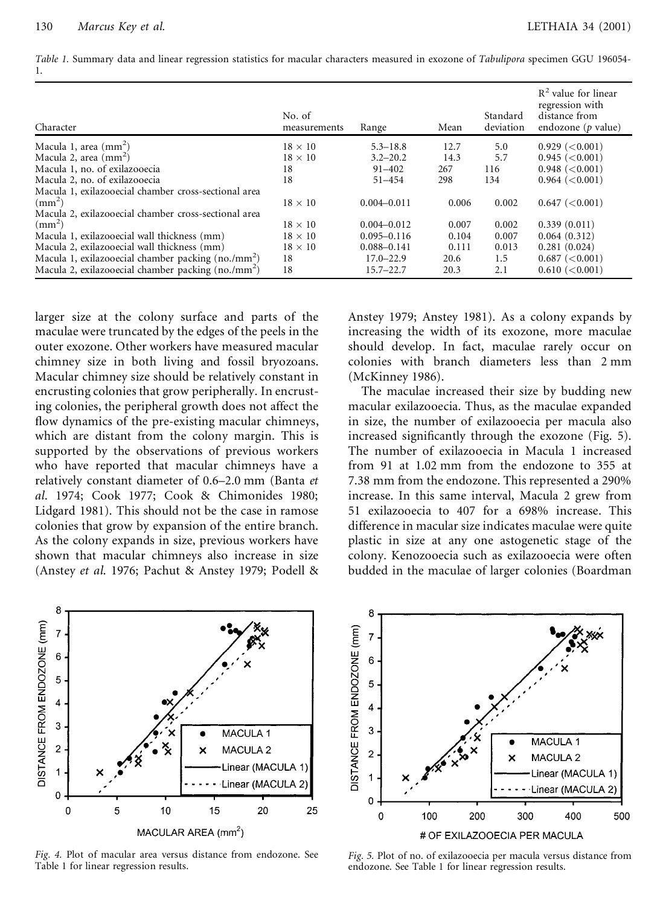*Table 1.* Summary data and linear regression statistics for macular characters measured in exozone of *Tabulipora* specimen GGU 196054-1.

| Character | No. of measurements | Range | Mean | Standard deviation | $R^2$ value for linear regression with distance from endozone ($p$ value) |
|---|---|---|---|---|---|
| Macula 1, area (mm$^2$) | 18 × 10 | 5.3–18.8 | 12.7 | 5.0 | 0.929 (<0.001) |
| Macula 2, area (mm$^2$) | 18 × 10 | 3.2–20.2 | 14.3 | 5.7 | 0.945 (<0.001) |
| Macula 1, no. of exilazooecia | 18 | 91–402 | 267 | 116 | 0.948 (<0.001) |
| Macula 2, no. of exilazooecia | 18 | 51–454 | 298 | 134 | 0.964 (<0.001) |
| Macula 1, exilazooecial chamber cross-sectional area (mm$^2$) | 18 × 10 | 0.004–0.011 | 0.006 | 0.002 | 0.647 (<0.001) |
| Macula 2, exilazooecial chamber cross-sectional area (mm$^2$) | 18 × 10 | 0.004–0.012 | 0.007 | 0.002 | 0.339 (0.011) |
| Macula 1, exilazooecial wall thickness (mm) | 18 × 10 | 0.095–0.116 | 0.104 | 0.007 | 0.064 (0.312) |
| Macula 2, exilazooecial wall thickness (mm) | 18 × 10 | 0.088–0.141 | 0.111 | 0.013 | 0.281 (0.024) |
| Macula 1, exilazooecial chamber packing (no./mm$^2$) | 18 | 17.0–22.9 | 20.6 | 1.5 | 0.687 (<0.001) |
| Macula 2, exilazooecial chamber packing (no./mm$^2$) | 18 | 15.7–22.7 | 20.3 | 2.1 | 0.610 (<0.001) |

larger size at the colony surface and parts of the maculae were truncated by the edges of the peels in the outer exozone. Other workers have measured macular chimney size in both living and fossil bryozoans. Macular chimney size should be relatively constant in encrusting colonies that grow peripherally. In encrusting colonies, the peripheral growth does not affect the flow dynamics of the pre-existing macular chimneys, which are distant from the colony margin. This is supported by the observations of previous workers who have reported that macular chimneys have a relatively constant diameter of 0.6–2.0 mm (Banta *et al.* 1974; Cook 1977; Cook & Chimonides 1980; Lidgard 1981). This should not be the case in ramose colonies that grow by expansion of the entire branch. As the colony expands in size, previous workers have shown that macular chimneys also increase in size (Anstey *et al.* 1976; Pachut & Anstey 1979; Podell & Anstey 1979; Anstey 1981). As a colony expands by increasing the width of its exozone, more maculae should develop. In fact, maculae rarely occur on colonies with branch diameters less than 2 mm (McKinney 1986).

The maculae increased their size by budding new macular exilazooecia. Thus, as the maculae expanded in size, the number of exilazooecia per macula also increased significantly through the exozone (Fig. 5). The number of exilazooecia in Macula 1 increased from 91 at 1.02 mm from the endozone to 355 at 7.38 mm from the endozone. This represented a 290% increase. In this same interval, Macula 2 grew from 51 exilazooecia to 407 for a 698% increase. This difference in macular size indicates maculae were quite plastic in size at any one astogenetic stage of the colony. Kenozooecia such as exilazooecia were often budded in the maculae of larger colonies (Boardman

*Fig. 4.* Plot of macular area versus distance from endozone. See Table 1 for linear regression results.

*Fig. 5.* Plot of no. of exilazooecia per macula versus distance from endozone. See Table 1 for linear regression results.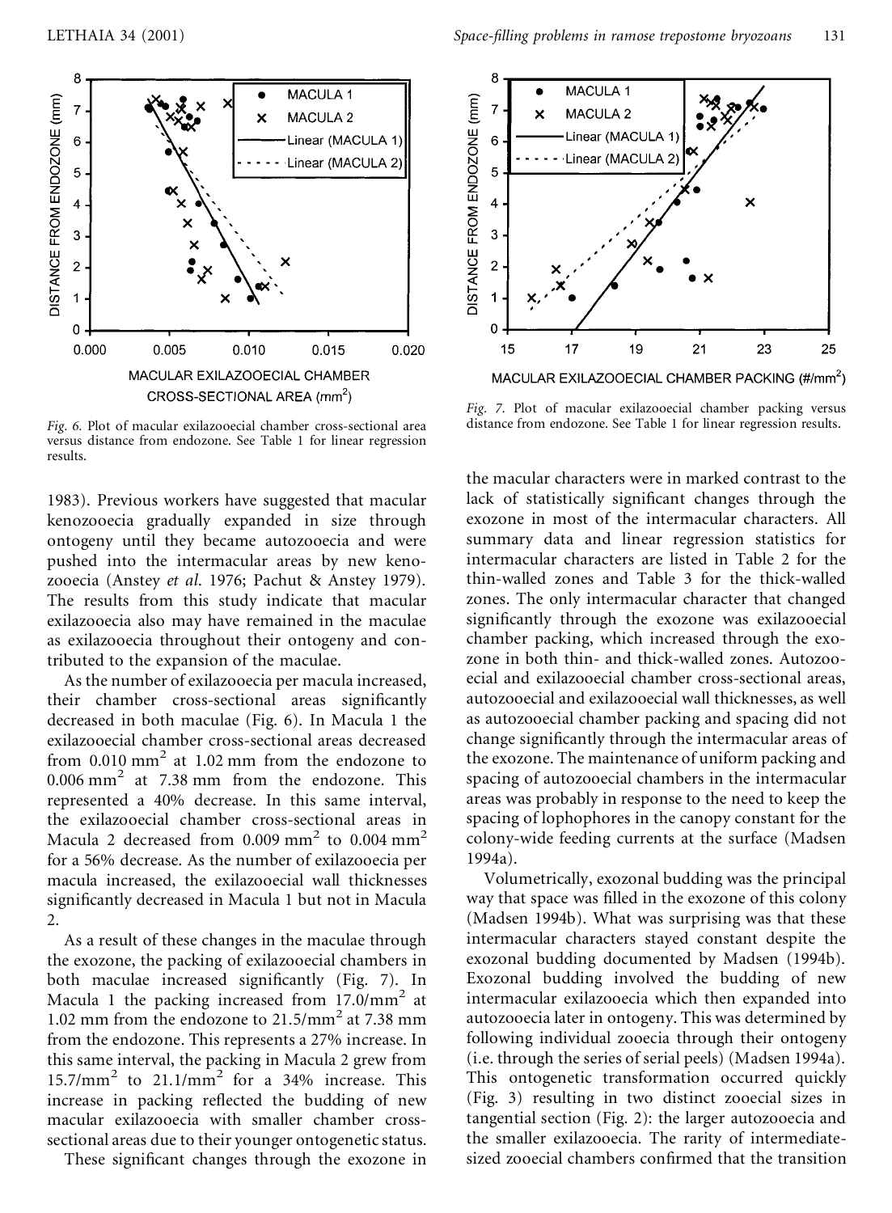*Fig. 6.* Plot of macular exilazooecial chamber cross-sectional area versus distance from endozone. See Table 1 for linear regression results.

*Fig. 7.* Plot of macular exilazooecial chamber packing versus distance from endozone. See Table 1 for linear regression results.

1983). Previous workers have suggested that macular kenozooecia gradually expanded in size through ontogeny until they became autozooecia and were pushed into the intermacular areas by new kenozooecia (Anstey *et al.* 1976; Pachut & Anstey 1979). The results from this study indicate that macular exilazooecia also may have remained in the maculae as exilazooecia throughout their ontogeny and contributed to the expansion of the maculae.

As the number of exilazooecia per macula increased, their chamber cross-sectional areas significantly decreased in both maculae (Fig. 6). In Macula 1 the exilazooecial chamber cross-sectional areas decreased from 0.010 $mm^2$ at 1.02 mm from the endozone to 0.006 $mm^2$ at 7.38 mm from the endozone. This represented a 40% decrease. In this same interval, the exilazooecial chamber cross-sectional areas in Macula 2 decreased from 0.009 $mm^2$ to 0.004 $mm^2$ for a 56% decrease. As the number of exilazooecia per macula increased, the exilazooecial wall thicknesses significantly decreased in Macula 1 but not in Macula 2.

As a result of these changes in the maculae through the exozone, the packing of exilazooecial chambers in both maculae increased significantly (Fig. 7). In Macula 1 the packing increased from 17.0/$mm^2$ at 1.02 mm from the endozone to 21.5/$mm^2$ at 7.38 mm from the endozone. This represents a 27% increase. In this same interval, the packing in Macula 2 grew from 15.7/$mm^2$ to 21.1/$mm^2$ for a 34% increase. This increase in packing reflected the budding of new macular exilazooecia with smaller chamber cross-sectional areas due to their younger ontogenetic status.

These significant changes through the exozone in the macular characters were in marked contrast to the lack of statistically significant changes through the exozone in most of the intermacular characters. All summary data and linear regression statistics for intermacular characters are listed in Table 2 for the thin-walled zones and Table 3 for the thick-walled zones. The only intermacular character that changed significantly through the exozone was exilazooecial chamber packing, which increased through the exozone in both thin- and thick-walled zones. Autozooecial and exilazooecial chamber cross-sectional areas, autozooecial and exilazooecial wall thicknesses, as well as autozooecial chamber packing and spacing did not change significantly through the intermacular areas of the exozone. The maintenance of uniform packing and spacing of autozooecial chambers in the intermacular areas was probably in response to the need to keep the spacing of lophophores in the canopy constant for the colony-wide feeding currents at the surface (Madsen 1994a).

Volumetrically, exozonal budding was the principal way that space was filled in the exozone of this colony (Madsen 1994b). What was surprising was that these intermacular characters stayed constant despite the exozonal budding documented by Madsen (1994b). Exozonal budding involved the budding of new intermacular exilazooecia which then expanded into autozooecia later in ontogeny. This was determined by following individual zooecia through their ontogeny (i.e. through the series of serial peels) (Madsen 1994a). This ontogenetic transformation occurred quickly (Fig. 3) resulting in two distinct zooecial sizes in tangential section (Fig. 2): the larger autozooecia and the smaller exilazooecia. The rarity of intermediate-sized zooecial chambers confirmed that the transition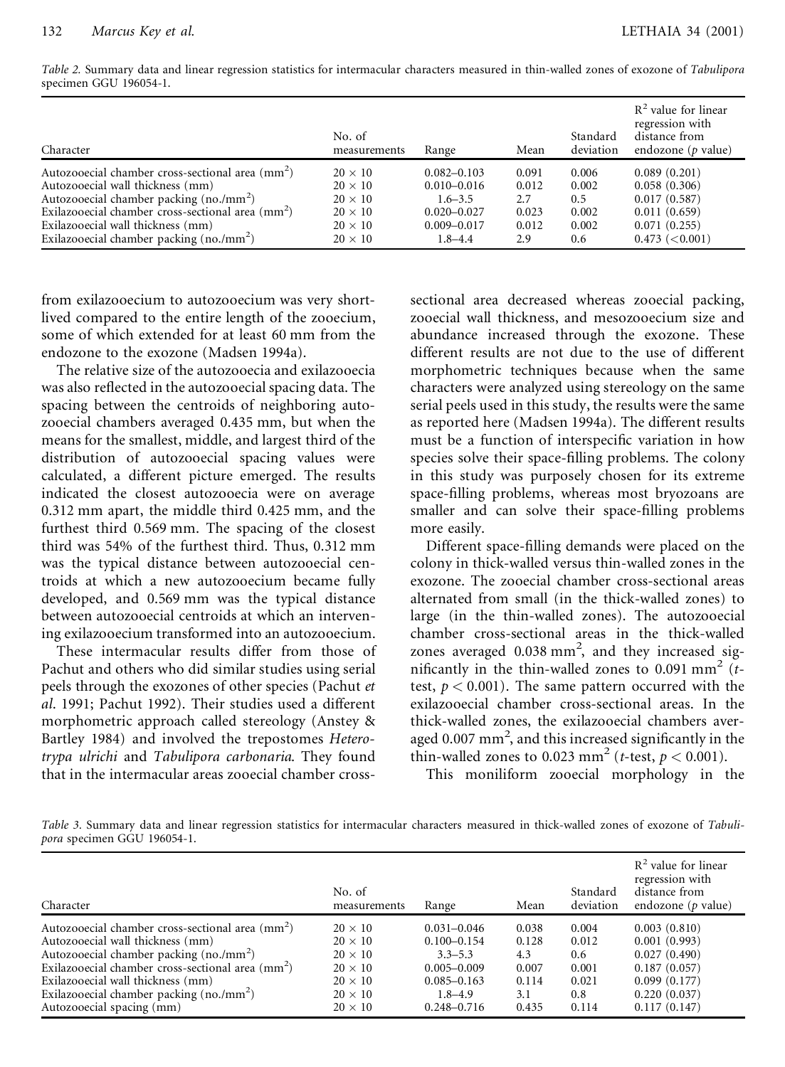*Table 2.* Summary data and linear regression statistics for intermacular characters measured in thin-walled zones of exozone of *Tabulipora* specimen GGU 196054-1.

| Character | No. of measurements | Range | Mean | Standard deviation | $R^2$ value for linear regression with distance from endozone (*p* value) |
|---|---|---|---|---|---|
| Autozooecial chamber cross-sectional area ($mm^2$) | $20 \times 10$ | 0.082–0.103 | 0.091 | 0.006 | 0.089 (0.201) |
| Autozooecial wall thickness (mm) | $20 \times 10$ | 0.010–0.016 | 0.012 | 0.002 | 0.058 (0.306) |
| Autozooecial chamber packing (no./$mm^2$) | $20 \times 10$ | 1.6–3.5 | 2.7 | 0.5 | 0.017 (0.587) |
| Exilazooecial chamber cross-sectional area ($mm^2$) | $20 \times 10$ | 0.020–0.027 | 0.023 | 0.002 | 0.011 (0.659) |
| Exilazooecial wall thickness (mm) | $20 \times 10$ | 0.009–0.017 | 0.012 | 0.002 | 0.071 (0.255) |
| Exilazooecial chamber packing (no./$mm^2$) | $20 \times 10$ | 1.8–4.4 | 2.9 | 0.6 | 0.473 ($<0.001$) |

from exilazooecium to autozooecium was very short-lived compared to the entire length of the zooecium, some of which extended for at least 60 mm from the endozone to the exozone (Madsen 1994a).

The relative size of the autozooecia and exilazooecia was also reflected in the autozooecial spacing data. The spacing between the centroids of neighboring autozooecial chambers averaged 0.435 mm, but when the means for the smallest, middle, and largest third of the distribution of autozooecial spacing values were calculated, a different picture emerged. The results indicated the closest autozooecia were on average 0.312 mm apart, the middle third 0.425 mm, and the furthest third 0.569 mm. The spacing of the closest third was 54% of the furthest third. Thus, 0.312 mm was the typical distance between autozooecial centroids at which a new autozooecium became fully developed, and 0.569 mm was the typical distance between autozooecial centroids at which an intervening exilazooecium transformed into an autozooecium.

These intermacular results differ from those of Pachut and others who did similar studies using serial peels through the exozones of other species (Pachut *et al.* 1991; Pachut 1992). Their studies used a different morphometric approach called stereology (Anstey & Bartley 1984) and involved the trepostomes *Heterotrypa ulrichi* and *Tabulipora carbonaria*. They found that in the intermacular areas zooecial chamber cross-sectional area decreased whereas zooecial packing, zooecial wall thickness, and mesozooecium size and abundance increased through the exozone. These different results are not due to the use of different morphometric techniques because when the same characters were analyzed using stereology on the same serial peels used in this study, the results were the same as reported here (Madsen 1994a). The different results must be a function of interspecific variation in how species solve their space-filling problems. The colony in this study was purposely chosen for its extreme space-filling problems, whereas most bryozoans are smaller and can solve their space-filling problems more easily.

Different space-filling demands were placed on the colony in thick-walled versus thin-walled zones in the exozone. The zooecial chamber cross-sectional areas alternated from small (in the thick-walled zones) to large (in the thin-walled zones). The autozooecial chamber cross-sectional areas in the thick-walled zones averaged 0.038 $mm^2$, and they increased significantly in the thin-walled zones to 0.091 $mm^2$ (*t*-test, $p < 0.001$). The same pattern occurred with the exilazooecial chamber cross-sectional areas. In the thick-walled zones, the exilazooecial chambers averaged 0.007 $mm^2$, and this increased significantly in the thin-walled zones to 0.023 $mm^2$ (*t*-test, $p < 0.001$).

This moniliform zooecial morphology in the

*Table 3.* Summary data and linear regression statistics for intermacular characters measured in thick-walled zones of exozone of *Tabulipora* specimen GGU 196054-1.

| Character | No. of measurements | Range | Mean | Standard deviation | $R^2$ value for linear regression with distance from endozone (*p* value) |
|---|---|---|---|---|---|
| Autozooecial chamber cross-sectional area ($mm^2$) | $20 \times 10$ | 0.031–0.046 | 0.038 | 0.004 | 0.003 (0.810) |
| Autozooecial wall thickness (mm) | $20 \times 10$ | 0.100–0.154 | 0.128 | 0.012 | 0.001 (0.993) |
| Autozooecial chamber packing (no./$mm^2$) | $20 \times 10$ | 3.3–5.3 | 4.3 | 0.6 | 0.027 (0.490) |
| Exilazooecial chamber cross-sectional area ($mm^2$) | $20 \times 10$ | 0.005–0.009 | 0.007 | 0.001 | 0.187 (0.057) |
| Exilazooecial wall thickness (mm) | $20 \times 10$ | 0.085–0.163 | 0.114 | 0.021 | 0.099 (0.177) |
| Exilazooecial chamber packing (no./$mm^2$) | $20 \times 10$ | 1.8–4.9 | 3.1 | 0.8 | 0.220 (0.037) |
| Autozooecial spacing (mm) | $20 \times 10$ | 0.248–0.716 | 0.435 | 0.114 | 0.117 (0.147) |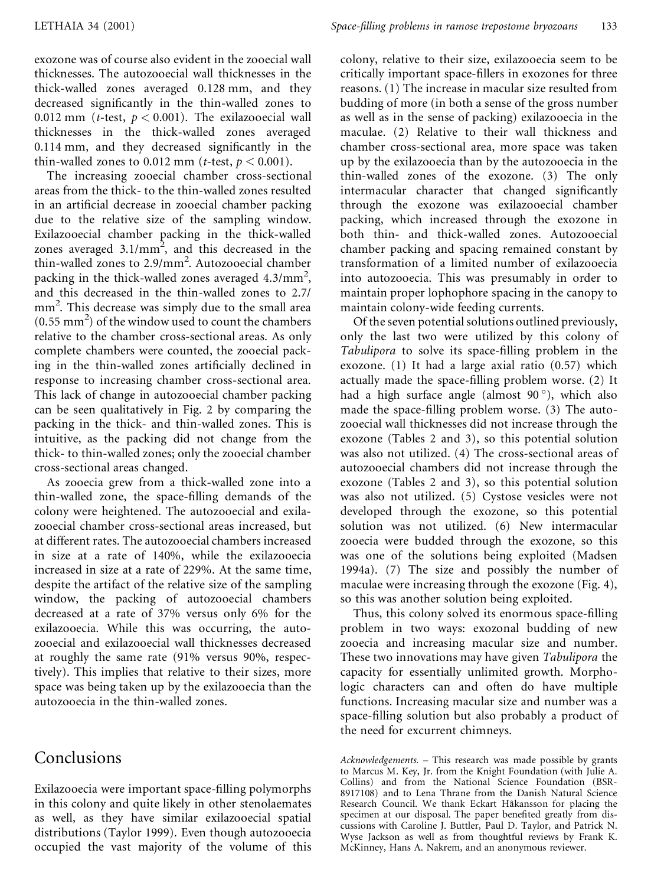exozone was of course also evident in the zooecial wall thicknesses. The autozooecial wall thicknesses in the thick-walled zones averaged 0.128 mm, and they decreased significantly in the thin-walled zones to 0.012 mm (*t*-test, $p < 0.001$). The exilazooecial wall thicknesses in the thick-walled zones averaged 0.114 mm, and they decreased significantly in the thin-walled zones to 0.012 mm (*t*-test, $p < 0.001$).

The increasing zooecial chamber cross-sectional areas from the thick- to the thin-walled zones resulted in an artificial decrease in zooecial chamber packing due to the relative size of the sampling window. Exilazooecial chamber packing in the thick-walled zones averaged 3.1/mm$^2$, and this decreased in the thin-walled zones to 2.9/mm$^2$. Autozooecial chamber packing in the thick-walled zones averaged 4.3/mm$^2$, and this decreased in the thin-walled zones to 2.7/mm$^2$. This decrease was simply due to the small area (0.55 mm$^2$) of the window used to count the chambers relative to the chamber cross-sectional areas. As only complete chambers were counted, the zooecial packing in the thin-walled zones artificially declined in response to increasing chamber cross-sectional area. This lack of change in autozooecial chamber packing can be seen qualitatively in Fig. 2 by comparing the packing in the thick- and thin-walled zones. This is intuitive, as the packing did not change from the thick- to thin-walled zones; only the zooecial chamber cross-sectional areas changed.

As zooecia grew from a thick-walled zone into a thin-walled zone, the space-filling demands of the colony were heightened. The autozooecial and exilazooecial chamber cross-sectional areas increased, but at different rates. The autozooecial chambers increased in size at a rate of 140%, while the exilazooecia increased in size at a rate of 229%. At the same time, despite the artifact of the relative size of the sampling window, the packing of autozooecial chambers decreased at a rate of 37% versus only 6% for the exilazooecia. While this was occurring, the autozooecial and exilazooecial wall thicknesses decreased at roughly the same rate (91% versus 90%, respectively). This implies that relative to their sizes, more space was being taken up by the exilazooecia than the autozooecia in the thin-walled zones.

## Conclusions

Exilazooecia were important space-filling polymorphs in this colony and quite likely in other stenolaemates as well, as they have similar exilazooecial spatial distributions (Taylor 1999). Even though autozooecia occupied the vast majority of the volume of this colony, relative to their size, exilazooecia seem to be critically important space-fillers in exozones for three reasons. (1) The increase in macular size resulted from budding of more (in both a sense of the gross number as well as in the sense of packing) exilazooecia in the maculae. (2) Relative to their wall thickness and chamber cross-sectional area, more space was taken up by the exilazooecia than by the autozooecia in the thin-walled zones of the exozone. (3) The only intermacular character that changed significantly through the exozone was exilazooecial chamber packing, which increased through the exozone in both thin- and thick-walled zones. Autozooecial chamber packing and spacing remained constant by transformation of a limited number of exilazooecia into autozooecia. This was presumably in order to maintain proper lophophore spacing in the canopy to maintain colony-wide feeding currents.

Of the seven potential solutions outlined previously, only the last two were utilized by this colony of *Tabulipora* to solve its space-filling problem in the exozone. (1) It had a large axial ratio (0.57) which actually made the space-filling problem worse. (2) It had a high surface angle (almost 90°), which also made the space-filling problem worse. (3) The autozooecial wall thicknesses did not increase through the exozone (Tables 2 and 3), so this potential solution was also not utilized. (4) The cross-sectional areas of autozooecial chambers did not increase through the exozone (Tables 2 and 3), so this potential solution was also not utilized. (5) Cystose vesicles were not developed through the exozone, so this potential solution was not utilized. (6) New intermacular zooecia were budded through the exozone, so this was one of the solutions being exploited (Madsen 1994a). (7) The size and possibly the number of maculae were increasing through the exozone (Fig. 4), so this was another solution being exploited.

Thus, this colony solved its enormous space-filling problem in two ways: exozonal budding of new zooecia and increasing macular size and number. These two innovations may have given *Tabulipora* the capacity for essentially unlimited growth. Morphologic characters can and often do have multiple functions. Increasing macular size and number was a space-filling solution but also probably a product of the need for excurrent chimneys.

*Acknowledgements.* – This research was made possible by grants to Marcus M. Key, Jr. from the Knight Foundation (with Julie A. Collins) and from the National Science Foundation (BSR-8917108) and to Lena Thrane from the Danish Natural Science Research Council. We thank Eckart Håkansson for placing the specimen at our disposal. The paper benefited greatly from discussions with Caroline J. Buttler, Paul D. Taylor, and Patrick N. Wyse Jackson as well as from thoughtful reviews by Frank K. McKinney, Hans A. Nakrem, and an anonymous reviewer.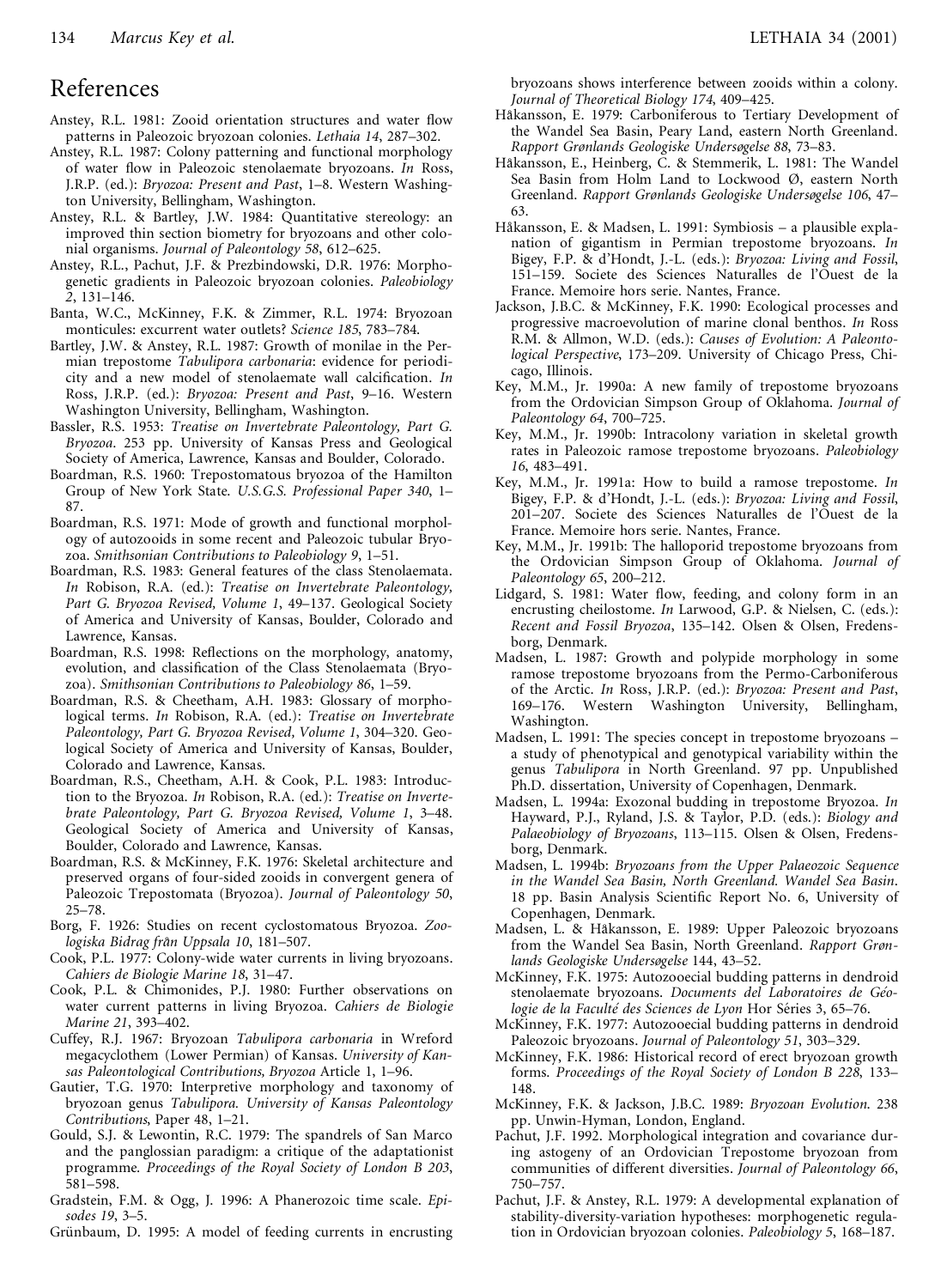# References

Anstey, R.L. 1981: Zooid orientation structures and water flow patterns in Paleozoic bryozoan colonies. *Lethaia 14*, 287–302.

Anstey, R.L. 1987: Colony patterning and functional morphology of water flow in Paleozoic stenolaemate bryozoans. *In* Ross, J.R.P. (ed.): *Bryozoa: Present and Past*, 1–8. Western Washington University, Bellingham, Washington.

Anstey, R.L. & Bartley, J.W. 1984: Quantitative stereology: an improved thin section biometry for bryozoans and other colonial organisms. *Journal of Paleontology 58*, 612–625.

Anstey, R.L., Pachut, J.F. & Prezbindowski, D.R. 1976: Morphogenetic gradients in Paleozoic bryozoan colonies. *Paleobiology 2*, 131–146.

Banta, W.C., McKinney, F.K. & Zimmer, R.L. 1974: Bryozoan monticules: excurrent water outlets? *Science 185*, 783–784.

Bartley, J.W. & Anstey, R.L. 1987: Growth of monilae in the Permian trepostome *Tabulipora carbonaria*: evidence for periodicity and a new model of stenolaemate wall calcification. *In* Ross, J.R.P. (ed.): *Bryozoa: Present and Past*, 9–16. Western Washington University, Bellingham, Washington.

Bassler, R.S. 1953: *Treatise on Invertebrate Paleontology, Part G. Bryozoa*. 253 pp. University of Kansas Press and Geological Society of America, Lawrence, Kansas and Boulder, Colorado.

Boardman, R.S. 1960: Trepostomatous bryozoa of the Hamilton Group of New York State. *U.S.G.S. Professional Paper 340*, 1–87.

Boardman, R.S. 1971: Mode of growth and functional morphology of autozooids in some recent and Paleozoic tubular Bryozoa. *Smithsonian Contributions to Paleobiology 9*, 1–51.

Boardman, R.S. 1983: General features of the class Stenolaemata. *In* Robison, R.A. (ed.): *Treatise on Invertebrate Paleontology, Part G. Bryozoa Revised, Volume 1*, 49–137. Geological Society of America and University of Kansas, Boulder, Colorado and Lawrence, Kansas.

Boardman, R.S. 1998: Reflections on the morphology, anatomy, evolution, and classification of the Class Stenolaemata (Bryozoa). *Smithsonian Contributions to Paleobiology 86*, 1–59.

Boardman, R.S. & Cheetham, A.H. 1983: Glossary of morphological terms. *In* Robison, R.A. (ed.): *Treatise on Invertebrate Paleontology, Part G. Bryozoa Revised, Volume 1*, 304–320. Geological Society of America and University of Kansas, Boulder, Colorado and Lawrence, Kansas.

Boardman, R.S., Cheetham, A.H. & Cook, P.L. 1983: Introduction to the Bryozoa. *In* Robison, R.A. (ed.): *Treatise on Invertebrate Paleontology, Part G. Bryozoa Revised, Volume 1*, 3–48. Geological Society of America and University of Kansas, Boulder, Colorado and Lawrence, Kansas.

Boardman, R.S. & McKinney, F.K. 1976: Skeletal architecture and preserved organs of four-sided zooids in convergent genera of Paleozoic Trepostomata (Bryozoa). *Journal of Paleontology 50*, 25–78.

Borg, F. 1926: Studies on recent cyclostomatous Bryozoa. *Zoologiska Bidrag från Uppsala 10*, 181–507.

Cook, P.L. 1977: Colony-wide water currents in living bryozoans. *Cahiers de Biologie Marine 18*, 31–47.

Cook, P.L. & Chimonides, P.J. 1980: Further observations on water current patterns in living Bryozoa. *Cahiers de Biologie Marine 21*, 393–402.

Cuffey, R.J. 1967: Bryozoan *Tabulipora carbonaria* in Wreford megacyclothem (Lower Permian) of Kansas. *University of Kansas Paleontological Contributions, Bryozoa* Article 1, 1–96.

Gautier, T.G. 1970: Interpretive morphology and taxonomy of bryozoan genus *Tabulipora. University of Kansas Paleontology Contributions*, Paper 48, 1–21.

Gould, S.J. & Lewontin, R.C. 1979: The spandrels of San Marco and the panglossian paradigm: a critique of the adaptationist programme. *Proceedings of the Royal Society of London B 203*, 581–598.

Gradstein, F.M. & Ogg, J. 1996: A Phanerozoic time scale. *Episodes 19*, 3–5.

Grünbaum, D. 1995: A model of feeding currents in encrusting bryozoans shows interference between zooids within a colony. *Journal of Theoretical Biology 174*, 409–425.

Håkansson, E. 1979: Carboniferous to Tertiary Development of the Wandel Sea Basin, Peary Land, eastern North Greenland. *Rapport Grønlands Geologiske Undersøgelse 88*, 73–83.

Håkansson, E., Heinberg, C. & Stemmerik, L. 1981: The Wandel Sea Basin from Holm Land to Lockwood Ø, eastern North Greenland. *Rapport Grønlands Geologiske Undersøgelse 106*, 47–63.

Håkansson, E. & Madsen, L. 1991: Symbiosis – a plausible explanation of gigantism in Permian trepostome bryozoans. *In* Bigey, F.P. & d'Hondt, J.-L. (eds.): *Bryozoa: Living and Fossil*, 151–159. Societe des Sciences Naturalles de l'Ouest de la France. Memoire hors serie. Nantes, France.

Jackson, J.B.C. & McKinney, F.K. 1990: Ecological processes and progressive macroevolution of marine clonal benthos. *In* Ross R.M. & Allmon, W.D. (eds.): *Causes of Evolution: A Paleontological Perspective*, 173–209. University of Chicago Press, Chicago, Illinois.

Key, M.M., Jr. 1990a: A new family of trepostome bryozoans from the Ordovician Simpson Group of Oklahoma. *Journal of Paleontology 64*, 700–725.

Key, M.M., Jr. 1990b: Intracolony variation in skeletal growth rates in Paleozoic ramose trepostome bryozoans. *Paleobiology 16*, 483–491.

Key, M.M., Jr. 1991a: How to build a ramose trepostome. *In* Bigey, F.P. & d'Hondt, J.-L. (eds.): *Bryozoa: Living and Fossil*, 201–207. Societe des Sciences Naturalles de l'Ouest de la France. Memoire hors serie. Nantes, France.

Key, M.M., Jr. 1991b: The halloporid trepostome bryozoans from the Ordovician Simpson Group of Oklahoma. *Journal of Paleontology 65*, 200–212.

Lidgard, S. 1981: Water flow, feeding, and colony form in an encrusting cheilostome. *In* Larwood, G.P. & Nielsen, C. (eds.): *Recent and Fossil Bryozoa*, 135–142. Olsen & Olsen, Fredensborg, Denmark.

Madsen, L. 1987: Growth and polypide morphology in some ramose trepostome bryozoans from the Permo-Carboniferous of the Arctic. *In* Ross, J.R.P. (ed.): *Bryozoa: Present and Past*, 169–176. Western Washington University, Bellingham, Washington.

Madsen, L. 1991: The species concept in trepostome bryozoans – a study of phenotypical and genotypical variability within the genus *Tabulipora* in North Greenland. 97 pp. Unpublished Ph.D. dissertation, University of Copenhagen, Denmark.

Madsen, L. 1994a: Exozonal budding in trepostome Bryozoa. *In* Hayward, P.J., Ryland, J.S. & Taylor, P.D. (eds.): *Biology and Palaeobiology of Bryozoans*, 113–115. Olsen & Olsen, Fredensborg, Denmark.

Madsen, L. 1994b: *Bryozoans from the Upper Palaeozoic Sequence in the Wandel Sea Basin, North Greenland. Wandel Sea Basin*. 18 pp. Basin Analysis Scientific Report No. 6, University of Copenhagen, Denmark.

Madsen, L. & Håkansson, E. 1989: Upper Paleozoic bryozoans from the Wandel Sea Basin, North Greenland. *Rapport Grønlands Geologiske Undersøgelse* 144, 43–52.

McKinney, F.K. 1975: Autozooecial budding patterns in dendroid stenolaemate bryozoans. *Documents del Laboratoires de Géologie de la Faculté des Sciences de Lyon* Hor Séries 3, 65–76.

McKinney, F.K. 1977: Autozooecial budding patterns in dendroid Paleozoic bryozoans. *Journal of Paleontology 51*, 303–329.

McKinney, F.K. 1986: Historical record of erect bryozoan growth forms. *Proceedings of the Royal Society of London B 228*, 133–148.

McKinney, F.K. & Jackson, J.B.C. 1989: *Bryozoan Evolution*. 238 pp. Unwin-Hyman, London, England.

Pachut, J.F. 1992. Morphological integration and covariance during astogeny of an Ordovician Trepostome bryozoan from communities of different diversities. *Journal of Paleontology 66*, 750–757.

Pachut, J.F. & Anstey, R.L. 1979: A developmental explanation of stability-diversity-variation hypotheses: morphogenetic regulation in Ordovician bryozoan colonies. *Paleobiology 5*, 168–187.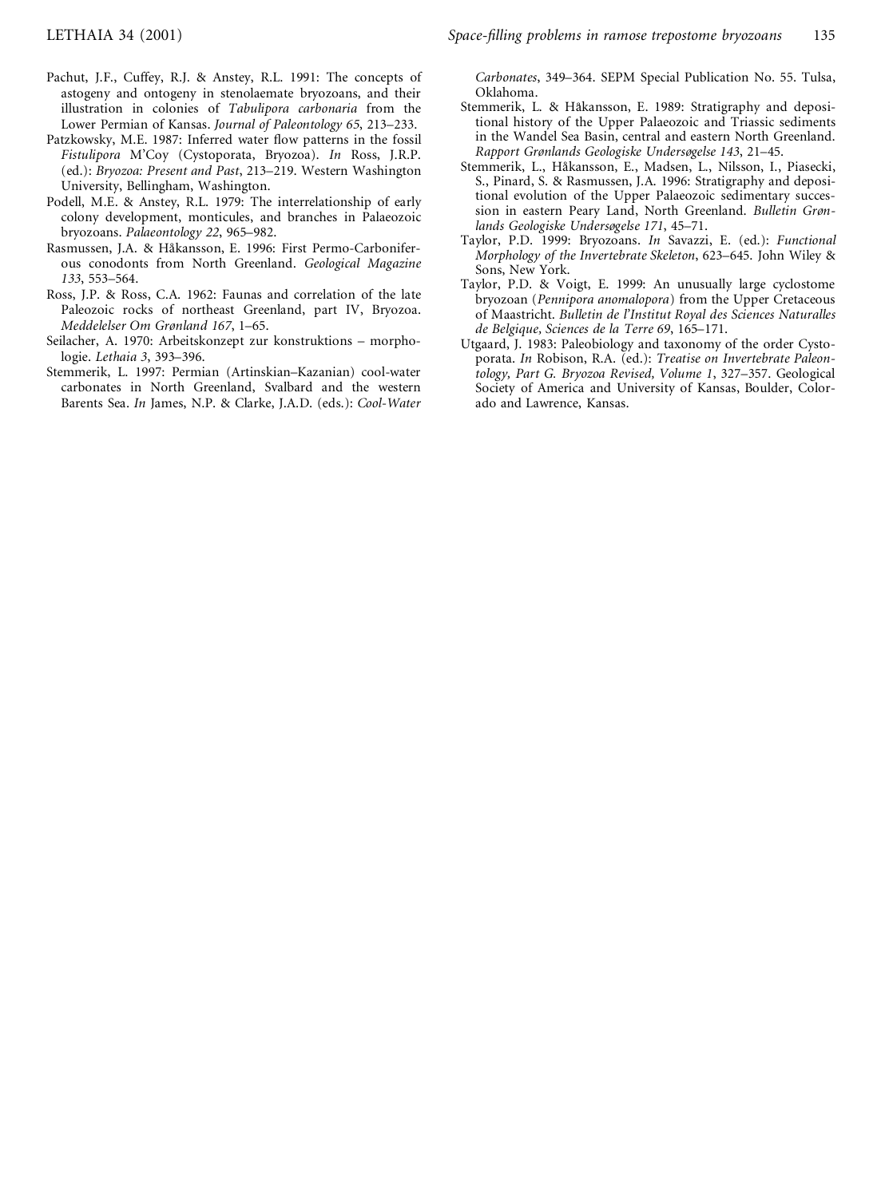Pachut, J.F., Cuffey, R.J. & Anstey, R.L. 1991: The concepts of astogeny and ontogeny in stenolaemate bryozoans, and their illustration in colonies of *Tabulipora carbonaria* from the Lower Permian of Kansas. *Journal of Paleontology 65*, 213–233.

Patzkowsky, M.E. 1987: Inferred water flow patterns in the fossil *Fistulipora* M'Coy (Cystoporata, Bryozoa). *In* Ross, J.R.P. (ed.): *Bryozoa: Present and Past*, 213–219. Western Washington University, Bellingham, Washington.

Podell, M.E. & Anstey, R.L. 1979: The interrelationship of early colony development, monticules, and branches in Palaeozoic bryozoans. *Palaeontology 22*, 965–982.

Rasmussen, J.A. & Håkansson, E. 1996: First Permo-Carboniferous conodonts from North Greenland. *Geological Magazine 133*, 553–564.

Ross, J.P. & Ross, C.A. 1962: Faunas and correlation of the late Paleozoic rocks of northeast Greenland, part IV, Bryozoa. *Meddelelser Om Grønland 167*, 1–65.

Seilacher, A. 1970: Arbeitskonzept zur konstruktions – morphologie. *Lethaia 3*, 393–396.

Stemmerik, L. 1997: Permian (Artinskian–Kazanian) cool-water carbonates in North Greenland, Svalbard and the western Barents Sea. *In* James, N.P. & Clarke, J.A.D. (eds.): *Cool-Water Carbonates*, 349–364. SEPM Special Publication No. 55. Tulsa, Oklahoma.

Stemmerik, L. & Håkansson, E. 1989: Stratigraphy and depositional history of the Upper Palaeozoic and Triassic sediments in the Wandel Sea Basin, central and eastern North Greenland. *Rapport Grønlands Geologiske Undersøgelse 143*, 21–45.

Stemmerik, L., Håkansson, E., Madsen, L., Nilsson, I., Piasecki, S., Pinard, S. & Rasmussen, J.A. 1996: Stratigraphy and depositional evolution of the Upper Palaeozoic sedimentary succession in eastern Peary Land, North Greenland. *Bulletin Grønlands Geologiske Undersøgelse 171*, 45–71.

Taylor, P.D. 1999: Bryozoans. *In* Savazzi, E. (ed.): *Functional Morphology of the Invertebrate Skeleton*, 623–645. John Wiley & Sons, New York.

Taylor, P.D. & Voigt, E. 1999: An unusually large cyclostome bryozoan (*Pennipora anomalopora*) from the Upper Cretaceous of Maastricht. *Bulletin de l'Institut Royal des Sciences Naturalles de Belgique, Sciences de la Terre 69*, 165–171.

Utgaard, J. 1983: Paleobiology and taxonomy of the order Cystoporata. *In* Robison, R.A. (ed.): *Treatise on Invertebrate Paleontology, Part G. Bryozoa Revised, Volume 1*, 327–357. Geological Society of America and University of Kansas, Boulder, Colorado and Lawrence, Kansas.